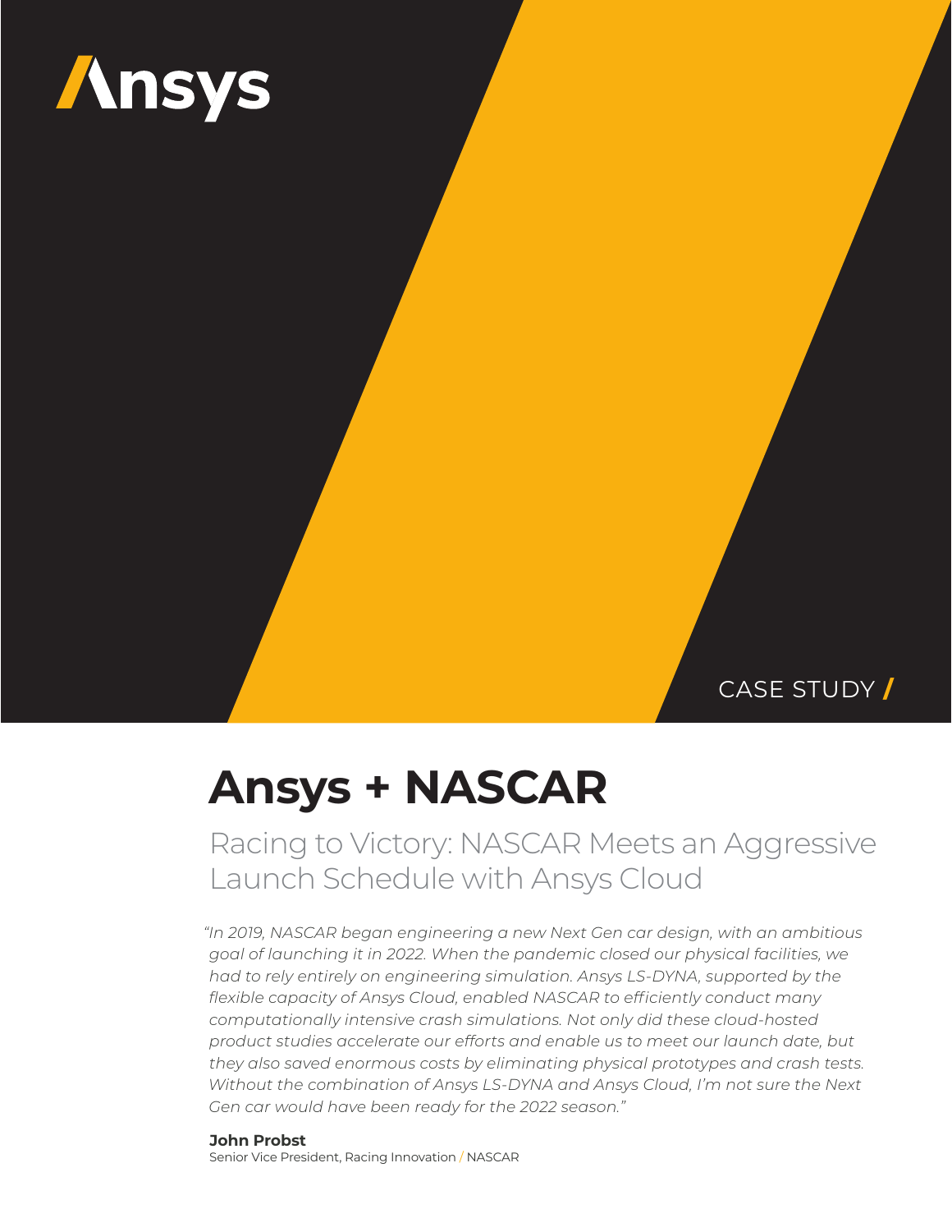Ansys

CASE STUDY /

# Ansys + NASCAR

## Racing to Victory: NASCAR Meets an Aggressive Launch Schedule with Ansys Cloud

*"In 2019, NASCAR began engineering a new Next Gen car design, with an ambitious goal of launching it in 2022. When the pandemic closed our physical facilities, we had to rely entirely on engineering simulation. Ansys LS-DYNA, supported by the flexible capacity of Ansys Cloud, enabled NASCAR to efficiently conduct many computationally intensive crash simulations. Not only did these cloud-hosted product studies accelerate our efforts and enable us to meet our launch date, but they also saved enormous costs by eliminating physical prototypes and crash tests. Without the combination of Ansys LS-DYNA and Ansys Cloud, I'm not sure the Next Gen car would have been ready for the 2022 season."*

**John Probst**
Senior Vice President, Racing Innovation / NASCAR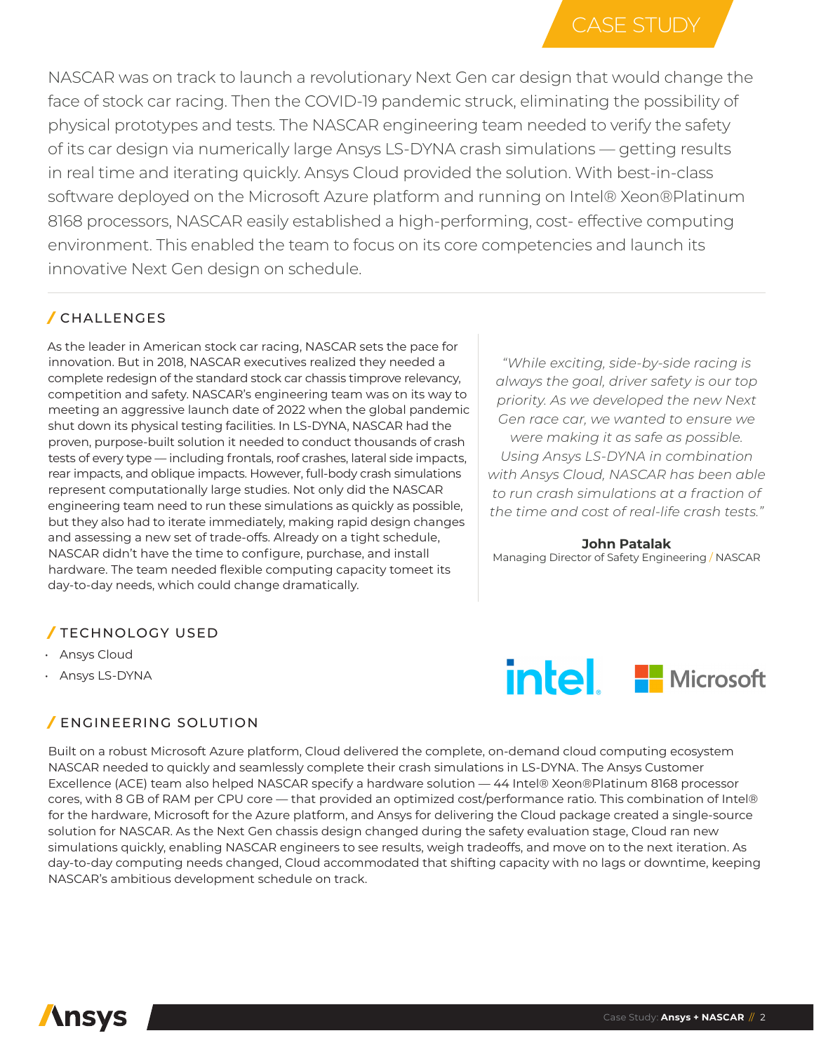CASE STUDY

NASCAR was on track to launch a revolutionary Next Gen car design that would change the face of stock car racing. Then the COVID-19 pandemic struck, eliminating the possibility of physical prototypes and tests. The NASCAR engineering team needed to verify the safety of its car design via numerically large Ansys LS-DYNA crash simulations — getting results in real time and iterating quickly. Ansys Cloud provided the solution. With best-in-class software deployed on the Microsoft Azure platform and running on Intel® Xeon®Platinum 8168 processors, NASCAR easily established a high-performing, cost- effective computing environment. This enabled the team to focus on its core competencies and launch its innovative Next Gen design on schedule.

## / CHALLENGES

As the leader in American stock car racing, NASCAR sets the pace for innovation. But in 2018, NASCAR executives realized they needed a complete redesign of the standard stock car chassis timprove relevancy, competition and safety. NASCAR's engineering team was on its way to meeting an aggressive launch date of 2022 when the global pandemic shut down its physical testing facilities. In LS-DYNA, NASCAR had the proven, purpose-built solution it needed to conduct thousands of crash tests of every type — including frontals, roof crashes, lateral side impacts, rear impacts, and oblique impacts. However, full-body crash simulations represent computationally large studies. Not only did the NASCAR engineering team need to run these simulations as quickly as possible, but they also had to iterate immediately, making rapid design changes and assessing a new set of trade-offs. Already on a tight schedule, NASCAR didn't have the time to configure, purchase, and install hardware. The team needed flexible computing capacity tomeet its day-to-day needs, which could change dramatically.

*"While exciting, side-by-side racing is always the goal, driver safety is our top priority. As we developed the new Next Gen race car, we wanted to ensure we were making it as safe as possible. Using Ansys LS-DYNA in combination with Ansys Cloud, NASCAR has been able to run crash simulations at a fraction of the time and cost of real-life crash tests."*

**John Patalak**
Managing Director of Safety Engineering / NASCAR

## / TECHNOLOGY USED

- Ansys Cloud
- Ansys LS-DYNA

## / ENGINEERING SOLUTION

Built on a robust Microsoft Azure platform, Cloud delivered the complete, on-demand cloud computing ecosystem NASCAR needed to quickly and seamlessly complete their crash simulations in LS-DYNA. The Ansys Customer Excellence (ACE) team also helped NASCAR specify a hardware solution — 44 Intel® Xeon®Platinum 8168 processor cores, with 8 GB of RAM per CPU core — that provided an optimized cost/performance ratio. This combination of Intel® for the hardware, Microsoft for the Azure platform, and Ansys for delivering the Cloud package created a single-source solution for NASCAR. As the Next Gen chassis design changed during the safety evaluation stage, Cloud ran new simulations quickly, enabling NASCAR engineers to see results, weigh tradeoffs, and move on to the next iteration. As day-to-day computing needs changed, Cloud accommodated that shifting capacity with no lags or downtime, keeping NASCAR's ambitious development schedule on track.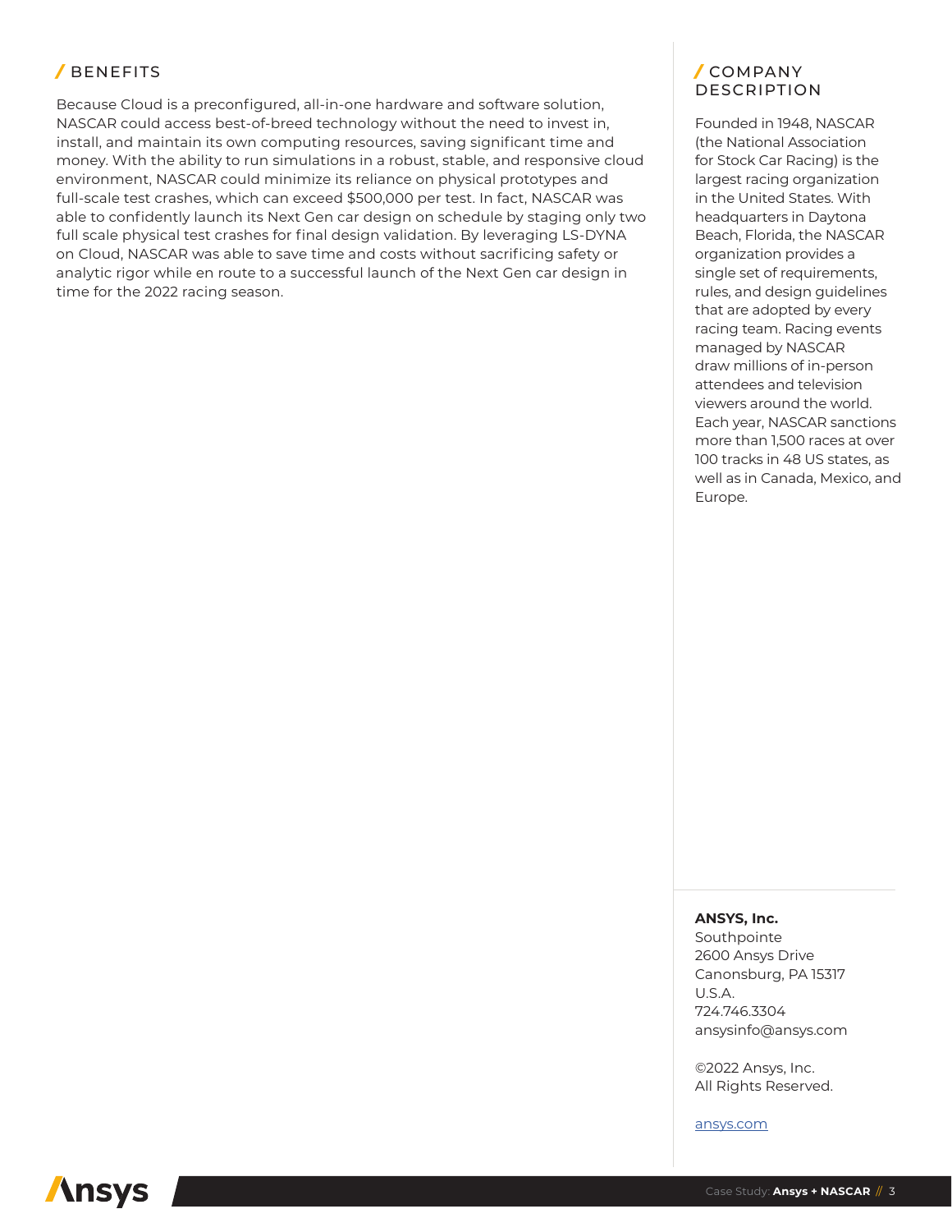## BENEFITS

Because Cloud is a preconfigured, all-in-one hardware and software solution, NASCAR could access best-of-breed technology without the need to invest in, install, and maintain its own computing resources, saving significant time and money. With the ability to run simulations in a robust, stable, and responsive cloud environment, NASCAR could minimize its reliance on physical prototypes and full-scale test crashes, which can exceed $500,000 per test. In fact, NASCAR was able to confidently launch its Next Gen car design on schedule by staging only two full scale physical test crashes for final design validation. By leveraging LS-DYNA on Cloud, NASCAR was able to save time and costs without sacrificing safety or analytic rigor while en route to a successful launch of the Next Gen car design in time for the 2022 racing season.

## COMPANY DESCRIPTION

Founded in 1948, NASCAR (the National Association for Stock Car Racing) is the largest racing organization in the United States. With headquarters in Daytona Beach, Florida, the NASCAR organization provides a single set of requirements, rules, and design guidelines that are adopted by every racing team. Racing events managed by NASCAR draw millions of in-person attendees and television viewers around the world. Each year, NASCAR sanctions more than 1,500 races at over 100 tracks in 48 US states, as well as in Canada, Mexico, and Europe.

**ANSYS, Inc.**
Southpointe
2600 Ansys Drive
Canonsburg, PA 15317
U.S.A.
724.746.3304
ansysinfo@ansys.com

©2022 Ansys, Inc.
All Rights Reserved.

ansys.com